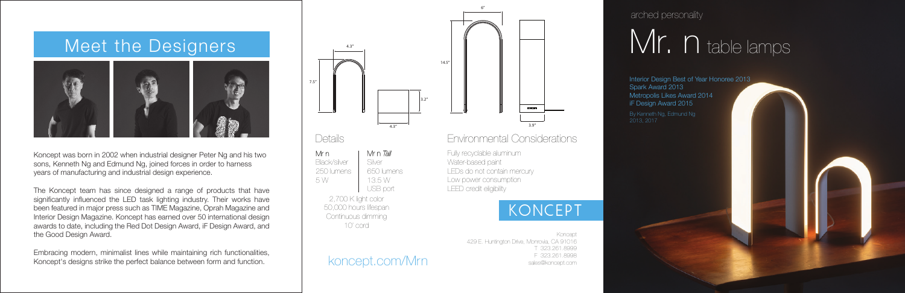# Meet the Designers

Koncept was born in 2002 when industrial designer Peter Ng and his two sons, Kenneth Ng and Edmund Ng, joined forces in order to harness years of manufacturing and industrial design experience.

The Koncept team has since designed a range of products that have significantly influenced the LED task lighting industry. Their works have been featured in major press such as TIME Magazine, Oprah Magazine and Interior Design Magazine. Koncept has earned over 50 international design awards to date, including the Red Dot Design Award, iF Design Award, and the Good Design Award.

Embracing modern, minimalist lines while maintaining rich functionalities, Koncept's designs strike the perfect balance between form and function.

4.3"
7.5"
3.2"
4.3"

6"
14.5"
3.9"

## Details

| Mr n | Mr n *Tall* |
| --- | --- |
| Black/silver | Silver |
| 250 lumens | 650 lumens |
| 5 W | 13.5 W |
| | USB port |

2,700 K light color
50,000 hours lifespan
Continuous dimming
10' cord

koncept.com/Mrn

## Environmental Considerations

Fully recyclable aluminum
Water-based paint
LEDs do not contain mercury
Low power consumption
LEED credit eligibility

KONCEPT

Koncept
429 E. Huntington Drive, Monrovia, CA 91016
T 323.261.8999
F 323.261.8998
sales@koncept.com

arched personality

# Mr. n table lamps

Interior Design Best of Year Honoree 2013
Spark Award 2013
Metropolis Likes Award 2014
iF Design Award 2015

By Kenneth Ng, Edmund Ng
2013, 2017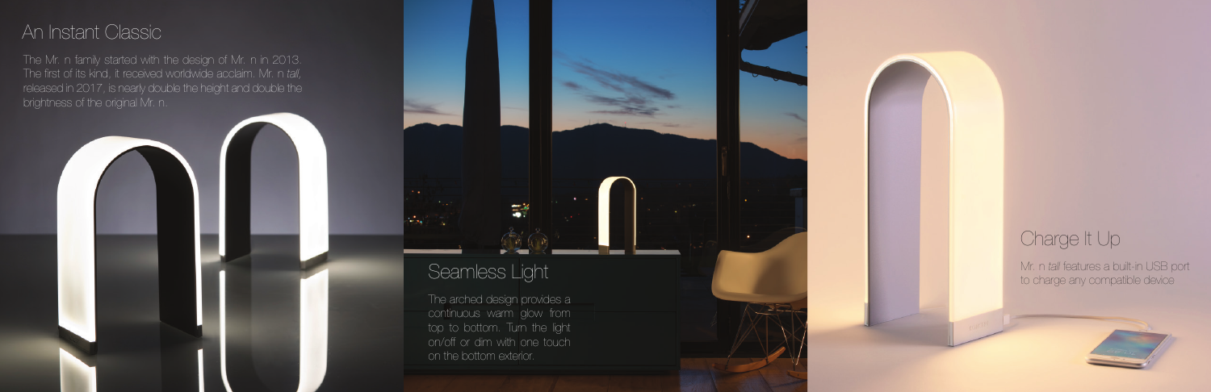## An Instant Classic

The Mr. n family started with the design of Mr. n in 2013. The first of its kind, it received worldwide acclaim. Mr. n *tall*, released in 2017, is nearly double the height and double the brightness of the original Mr. n.

## Seamless Light

The arched design provides a continuous warm glow from top to bottom. Turn the light on/off or dim with one touch on the bottom exterior.

## Charge It Up

Mr. n *tall* features a built-in USB port to charge any compatible device